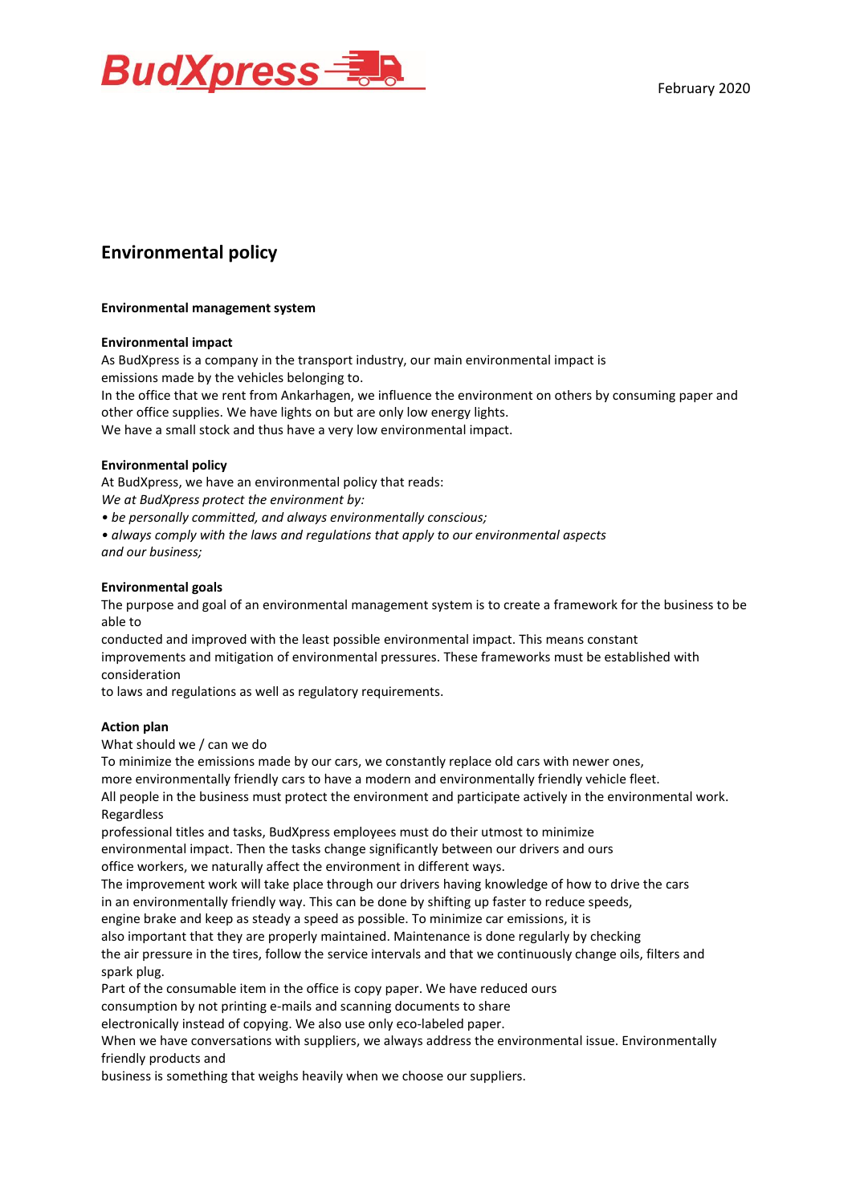BudXpress

February 2020

# Environmental policy

**Environmental management system**

**Environmental impact**

As BudXpress is a company in the transport industry, our main environmental impact is emissions made by the vehicles belonging to.
In the office that we rent from Ankarhagen, we influence the environment on others by consuming paper and other office supplies. We have lights on but are only low energy lights.
We have a small stock and thus have a very low environmental impact.

**Environmental policy**

At BudXpress, we have an environmental policy that reads:
*We at BudXpress protect the environment by:*

*• be personally committed, and always environmentally conscious;*
*• always comply with the laws and regulations that apply to our environmental aspects and our business;*

**Environmental goals**

The purpose and goal of an environmental management system is to create a framework for the business to be able to conducted and improved with the least possible environmental impact. This means constant improvements and mitigation of environmental pressures. These frameworks must be established with consideration to laws and regulations as well as regulatory requirements.

**Action plan**

What should we / can we do
To minimize the emissions made by our cars, we constantly replace old cars with newer ones, more environmentally friendly cars to have a modern and environmentally friendly vehicle fleet.
All people in the business must protect the environment and participate actively in the environmental work. Regardless professional titles and tasks, BudXpress employees must do their utmost to minimize environmental impact. Then the tasks change significantly between our drivers and ours office workers, we naturally affect the environment in different ways.
The improvement work will take place through our drivers having knowledge of how to drive the cars in an environmentally friendly way. This can be done by shifting up faster to reduce speeds, engine brake and keep as steady a speed as possible. To minimize car emissions, it is also important that they are properly maintained. Maintenance is done regularly by checking the air pressure in the tires, follow the service intervals and that we continuously change oils, filters and spark plug.
Part of the consumable item in the office is copy paper. We have reduced ours consumption by not printing e-mails and scanning documents to share electronically instead of copying. We also use only eco-labeled paper.
When we have conversations with suppliers, we always address the environmental issue. Environmentally friendly products and business is something that weighs heavily when we choose our suppliers.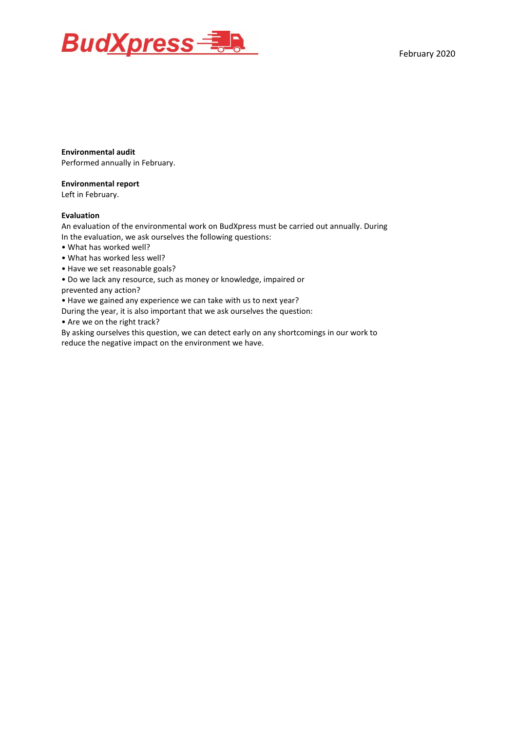**Environmental audit**
Performed annually in February.

**Environmental report**
Left in February.

**Evaluation**
An evaluation of the environmental work on BudXpress must be carried out annually. During
In the evaluation, we ask ourselves the following questions:
• What has worked well?
• What has worked less well?
• Have we set reasonable goals?
• Do we lack any resource, such as money or knowledge, impaired or
prevented any action?
• Have we gained any experience we can take with us to next year?
During the year, it is also important that we ask ourselves the question:
• Are we on the right track?
By asking ourselves this question, we can detect early on any shortcomings in our work to
reduce the negative impact on the environment we have.